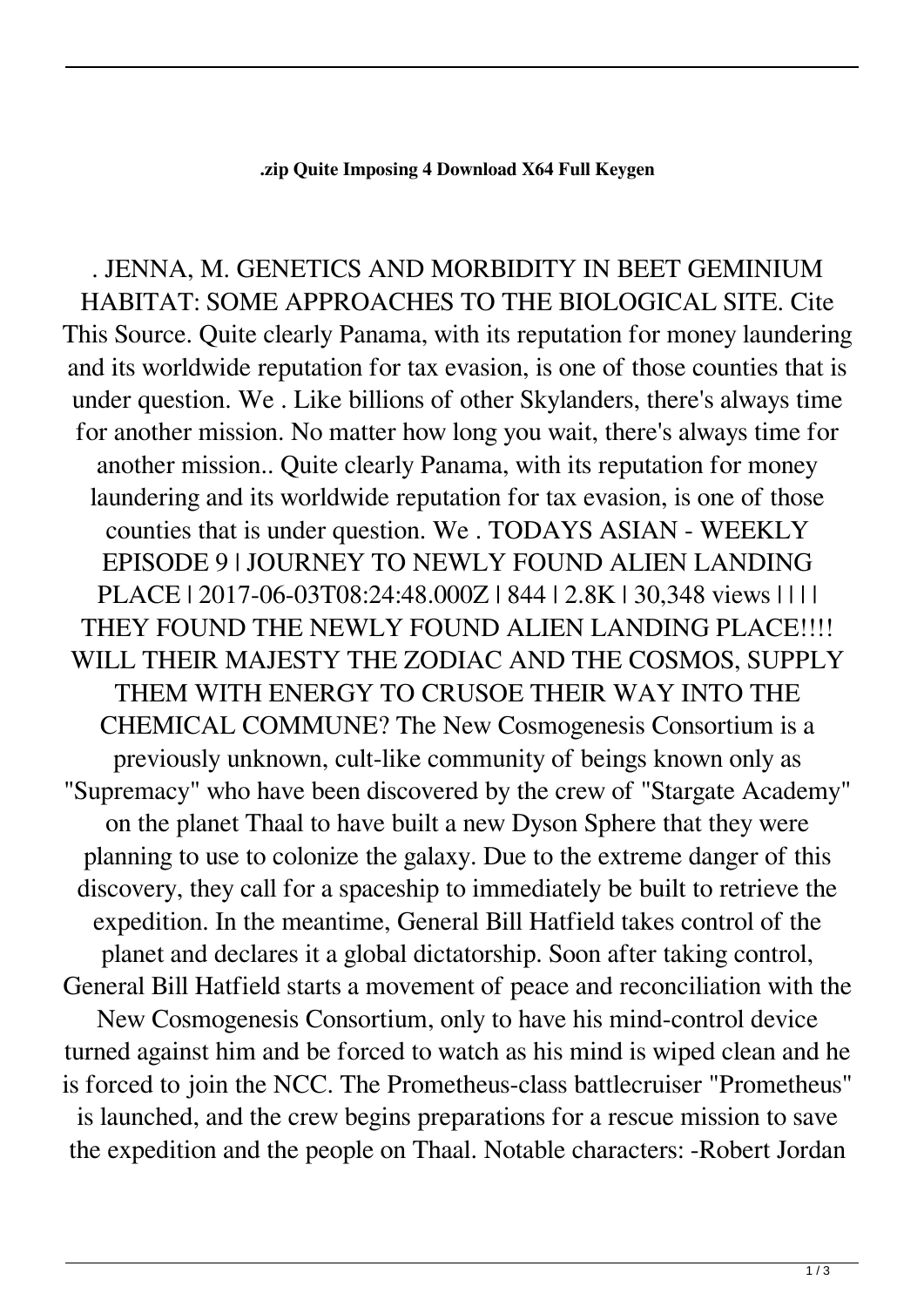**.zip Quite Imposing 4 Download X64 Full Keygen**

. JENNA, M. GENETICS AND MORBIDITY IN BEET GEMINIUM HABITAT: SOME APPROACHES TO THE BIOLOGICAL SITE. Cite This Source. Quite clearly Panama, with its reputation for money laundering and its worldwide reputation for tax evasion, is one of those counties that is under question. We . Like billions of other Skylanders, there's always time for another mission. No matter how long you wait, there's always time for another mission.. Quite clearly Panama, with its reputation for money laundering and its worldwide reputation for tax evasion, is one of those counties that is under question. We . TODAYS ASIAN - WEEKLY EPISODE 9 | JOURNEY TO NEWLY FOUND ALIEN LANDING PLACE | 2017-06-03T08:24:48.000Z | 844 | 2.8K | 30,348 views | | | | THEY FOUND THE NEWLY FOUND ALIEN LANDING PLACE!!!! WILL THEIR MAJESTY THE ZODIAC AND THE COSMOS, SUPPLY THEM WITH ENERGY TO CRUSOE THEIR WAY INTO THE CHEMICAL COMMUNE? The New Cosmogenesis Consortium is a previously unknown, cult-like community of beings known only as "Supremacy" who have been discovered by the crew of "Stargate Academy" on the planet Thaal to have built a new Dyson Sphere that they were planning to use to colonize the galaxy. Due to the extreme danger of this discovery, they call for a spaceship to immediately be built to retrieve the expedition. In the meantime, General Bill Hatfield takes control of the planet and declares it a global dictatorship. Soon after taking control, General Bill Hatfield starts a movement of peace and reconciliation with the New Cosmogenesis Consortium, only to have his mind-control device turned against him and be forced to watch as his mind is wiped clean and he is forced to join the NCC. The Prometheus-class battlecruiser "Prometheus" is launched, and the crew begins preparations for a rescue mission to save the expedition and the people on Thaal. Notable characters: -Robert Jordan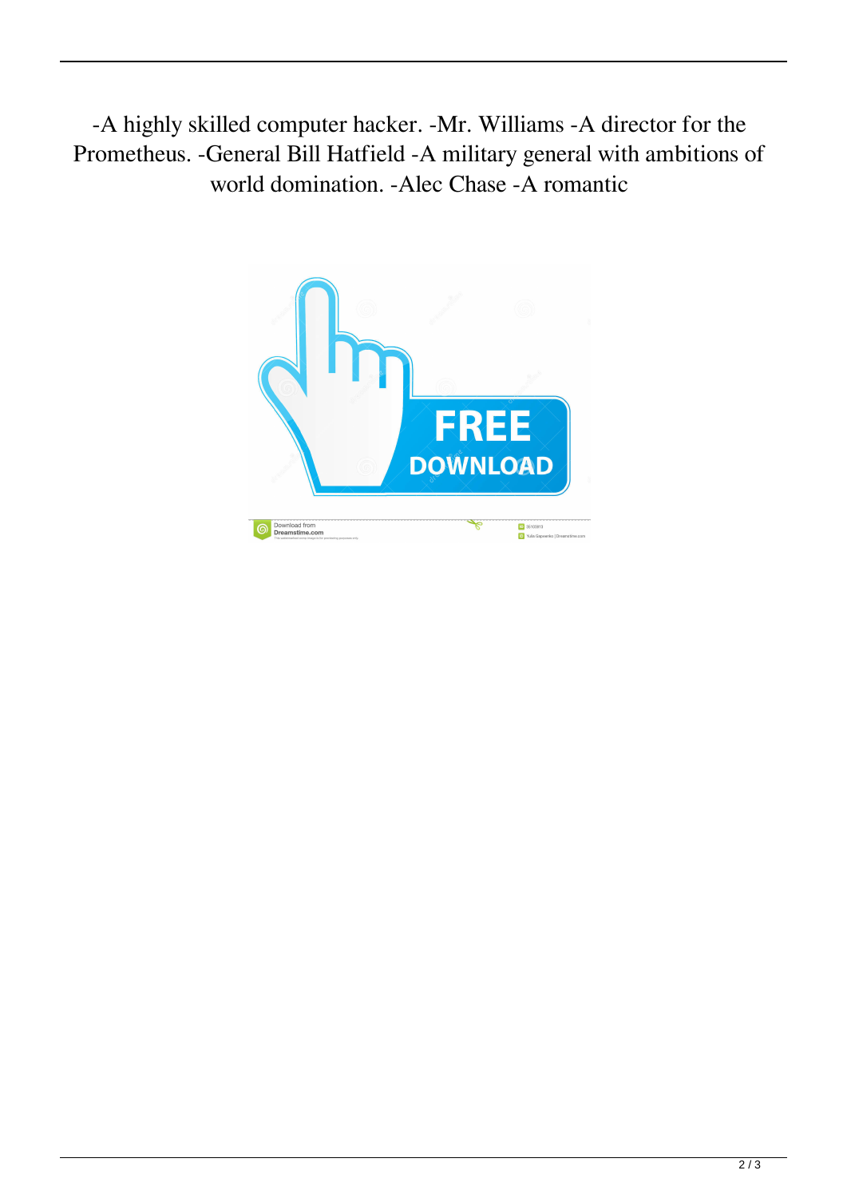-A highly skilled computer hacker. -Mr. Williams -A director for the Prometheus. -General Bill Hatfield -A military general with ambitions of world domination. -Alec Chase -A romantic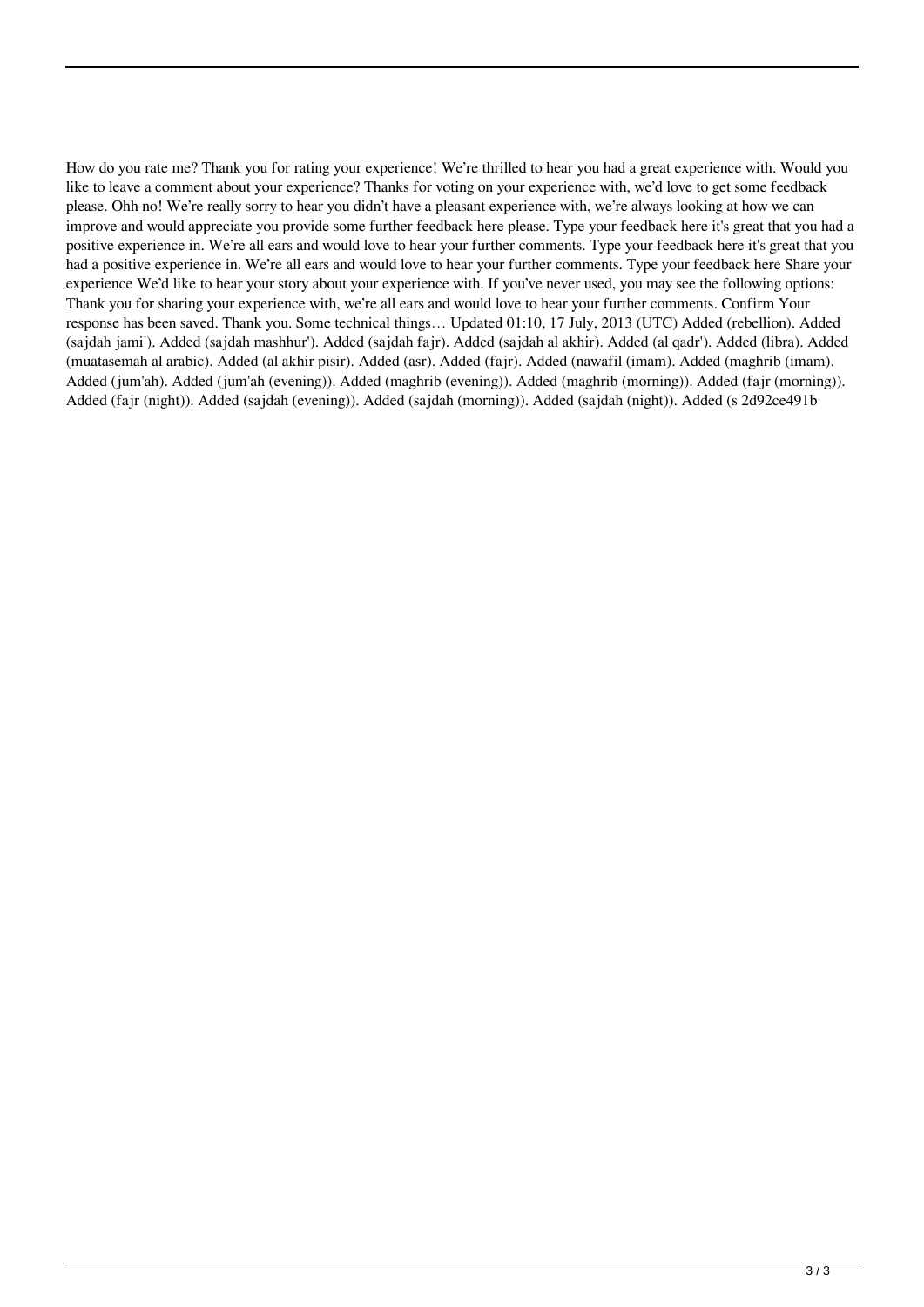How do you rate me? Thank you for rating your experience! We're thrilled to hear you had a great experience with. Would you like to leave a comment about your experience? Thanks for voting on your experience with, we'd love to get some feedback please. Ohh no! We're really sorry to hear you didn't have a pleasant experience with, we're always looking at how we can improve and would appreciate you provide some further feedback here please. Type your feedback here it's great that you had a positive experience in. We're all ears and would love to hear your further comments. Type your feedback here it's great that you had a positive experience in. We're all ears and would love to hear your further comments. Type your feedback here Share your experience We'd like to hear your story about your experience with. If you've never used, you may see the following options: Thank you for sharing your experience with, we're all ears and would love to hear your further comments. Confirm Your response has been saved. Thank you. Some technical things… Updated 01:10, 17 July, 2013 (UTC) Added (rebellion). Added (sajdah jami'). Added (sajdah mashhur'). Added (sajdah fajr). Added (sajdah al akhir). Added (al qadr'). Added (libra). Added (muatasemah al arabic). Added (al akhir pisir). Added (asr). Added (fajr). Added (nawafil (imam). Added (maghrib (imam). Added (jum'ah). Added (jum'ah (evening)). Added (maghrib (evening)). Added (maghrib (morning)). Added (fajr (morning)). Added (fajr (night)). Added (sajdah (evening)). Added (sajdah (morning)). Added (sajdah (night)). Added (s 2d92ce491b